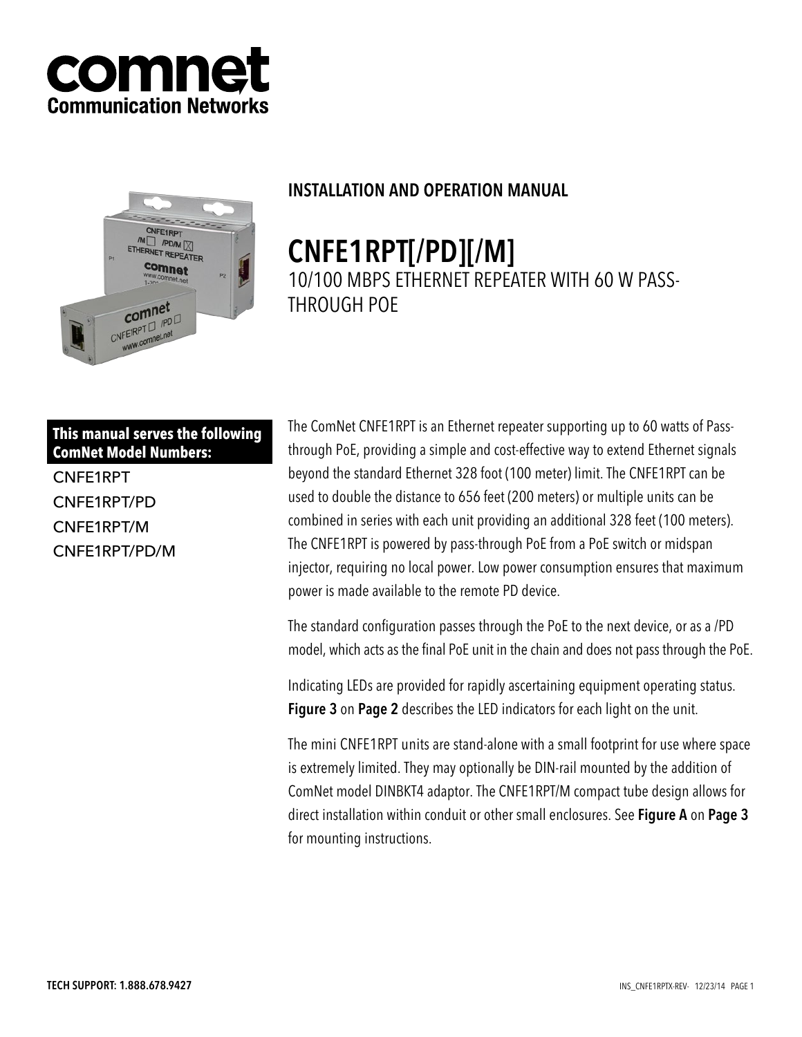**comnet**
**Communication Networks**

## INSTALLATION AND OPERATION MANUAL

# CNFE1RPT[/PD][/M]

10/100 MBPS ETHERNET REPEATER WITH 60 W PASS-THROUGH POE

**This manual serves the following ComNet Model Numbers:**

CNFE1RPT
CNFE1RPT/PD
CNFE1RPT/M
CNFE1RPT/PD/M

The ComNet CNFE1RPT is an Ethernet repeater supporting up to 60 watts of Pass-through PoE, providing a simple and cost-effective way to extend Ethernet signals beyond the standard Ethernet 328 foot (100 meter) limit. The CNFE1RPT can be used to double the distance to 656 feet (200 meters) or multiple units can be combined in series with each unit providing an additional 328 feet (100 meters). The CNFE1RPT is powered by pass-through PoE from a PoE switch or midspan injector, requiring no local power. Low power consumption ensures that maximum power is made available to the remote PD device.

The standard configuration passes through the PoE to the next device, or as a /PD model, which acts as the final PoE unit in the chain and does not pass through the PoE.

Indicating LEDs are provided for rapidly ascertaining equipment operating status. **Figure 3** on **Page 2** describes the LED indicators for each light on the unit.

The mini CNFE1RPT units are stand-alone with a small footprint for use where space is extremely limited. They may optionally be DIN-rail mounted by the addition of ComNet model DINBKT4 adaptor. The CNFE1RPT/M compact tube design allows for direct installation within conduit or other small enclosures. See **Figure A** on **Page 3** for mounting instructions.

**TECH SUPPORT: 1.888.678.9427**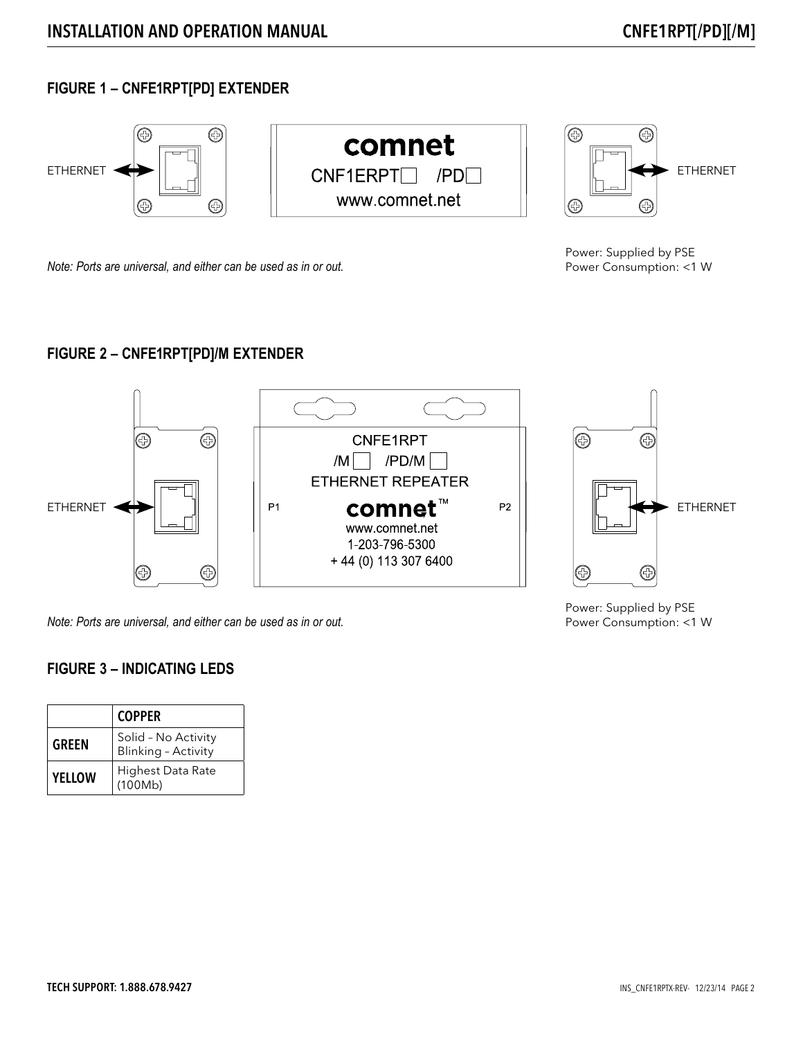## FIGURE 1 – CNFE1RPT[PD] EXTENDER

ETHERNET

comnet
CNF1ERPT☐ /PD☐
www.comnet.net

ETHERNET

*Note: Ports are universal, and either can be used as in or out.*

Power: Supplied by PSE
Power Consumption: <1 W

## FIGURE 2 – CNFE1RPT[PD]/M EXTENDER

ETHERNET

CNFE1RPT
/M☐ /PD/M☐
ETHERNET REPEATER
P1 comnet™ P2
www.comnet.net
1-203-796-5300
+ 44 (0) 113 307 6400

ETHERNET

*Note: Ports are universal, and either can be used as in or out.*

Power: Supplied by PSE
Power Consumption: <1 W

## FIGURE 3 – INDICATING LEDS

| | COPPER |
|---|---|
| GREEN | Solid – No Activity<br>Blinking – Activity |
| YELLOW | Highest Data Rate (100Mb) |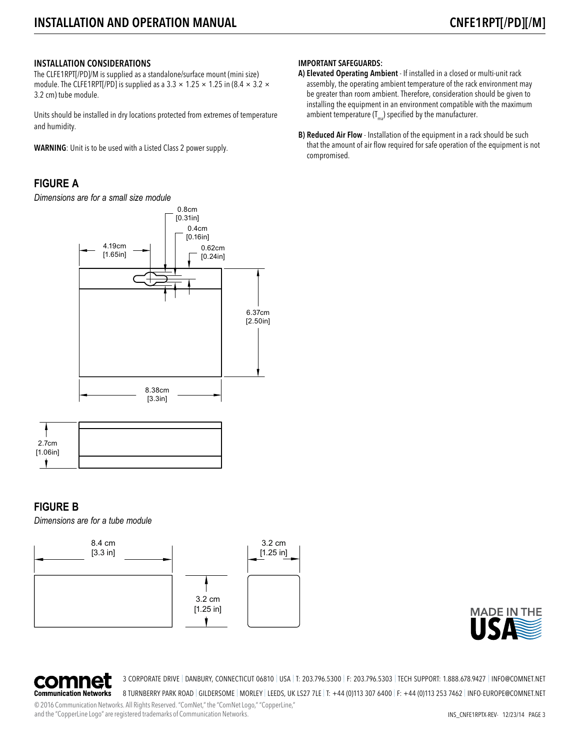### INSTALLATION CONSIDERATIONS

The CLFE1RPT[/PD]/M is supplied as a standalone/surface mount (mini size) module. The CLFE1RPT[/PD] is supplied as a 3.3 × 1.25 × 1.25 in (8.4 × 3.2 × 3.2 cm) tube module.

Units should be installed in dry locations protected from extremes of temperature and humidity.

**WARNING**: Unit is to be used with a Listed Class 2 power supply.

### IMPORTANT SAFEGUARDS:

**A) Elevated Operating Ambient** - If installed in a closed or multi-unit rack assembly, the operating ambient temperature of the rack environment may be greater than room ambient. Therefore, consideration should be given to installing the equipment in an environment compatible with the maximum ambient temperature ($T_{ma}$) specified by the manufacturer.

**B) Reduced Air Flow** - Installation of the equipment in a rack should be such that the amount of air flow required for safe operation of the equipment is not compromised.

## FIGURE A

*Dimensions are for a small size module*

0.8cm [0.31in]
0.4cm [0.16in]
4.19cm [1.65in]
0.62cm [0.24in]
6.37cm [2.50in]
8.38cm [3.3in]
2.7cm [1.06in]

## FIGURE B

*Dimensions are for a tube module*

8.4 cm [3.3 in]
3.2 cm [1.25 in]
3.2 cm [1.25 in]

MADE IN THE USA

comnet Communication Networks

3 CORPORATE DRIVE | DANBURY, CONNECTICUT 06810 | USA | T: 203.796.5300 | F: 203.796.5303 | TECH SUPPORT: 1.888.678.9427 | INFO@COMNET.NET

8 TURNBERRY PARK ROAD | GILDERSOME | MORLEY | LEEDS, UK LS27 7LE | T: +44 (0)113 307 6400 | F: +44 (0)113 253 7462 | INFO-EUROPE@COMNET.NET

© 2016 Communication Networks. All Rights Reserved. "ComNet," the "ComNet Logo," "CopperLine," and the "CopperLine Logo" are registered trademarks of Communication Networks.

INS_CNFE1RPTX-REV- 12/23/14